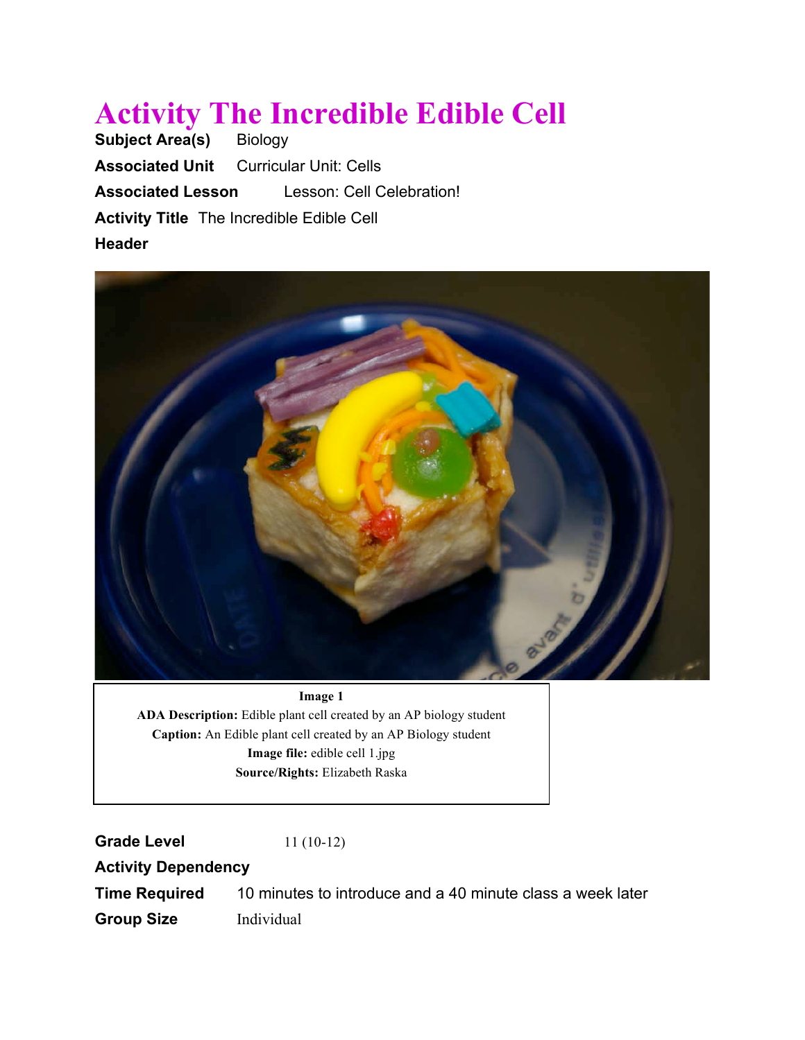# Activity The Incredible Edible Cell

**Subject Area(s)** Biology

**Associated Unit** Curricular Unit: Cells

**Associated Lesson** Lesson: Cell Celebration!

**Activity Title** The Incredible Edible Cell

**Header**

**Image 1**
**ADA Description:** Edible plant cell created by an AP biology student
**Caption:** An Edible plant cell created by an AP Biology student
**Image file:** edible cell 1.jpg
**Source/Rights:** Elizabeth Raska

**Grade Level** 11 (10-12)

**Activity Dependency**

**Time Required** 10 minutes to introduce and a 40 minute class a week later

**Group Size** Individual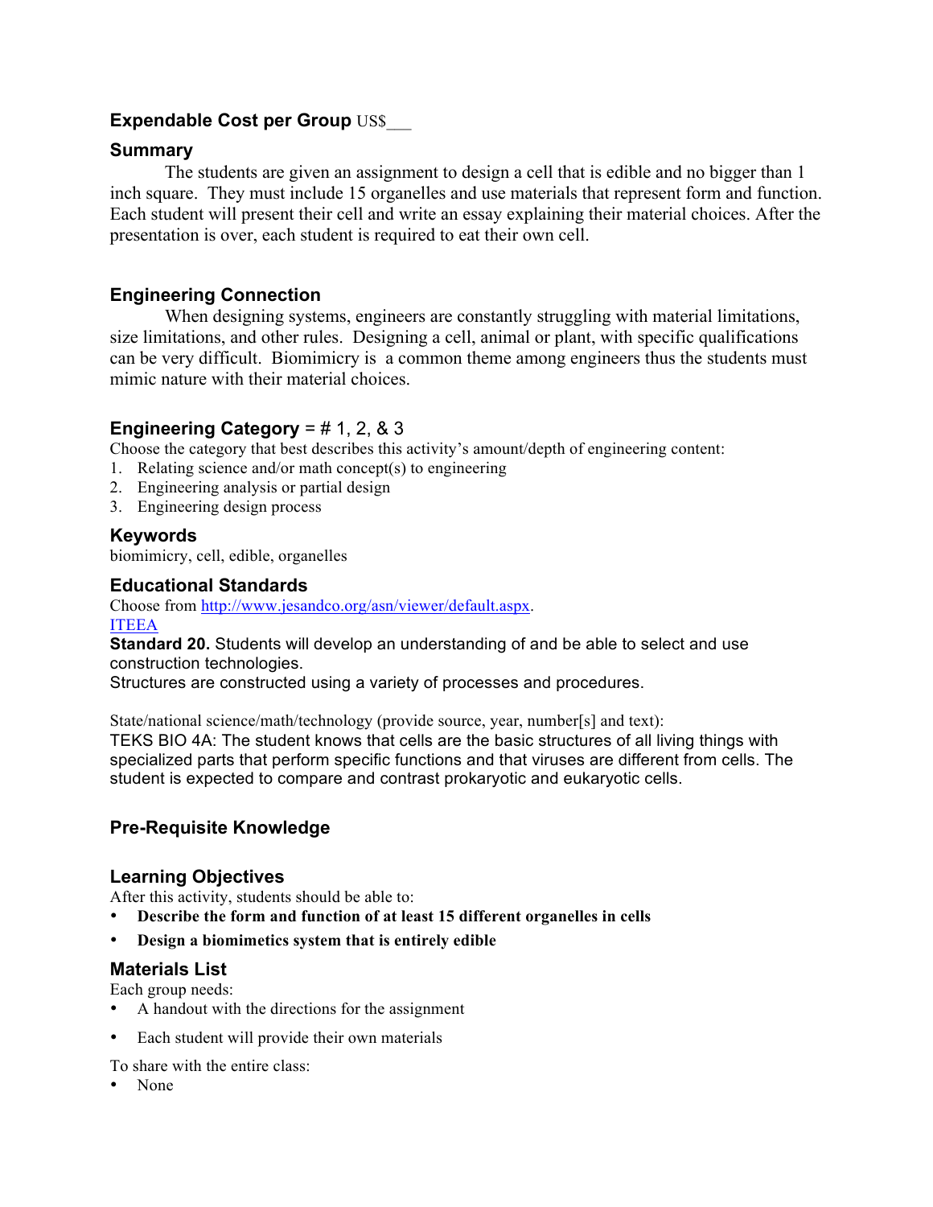## Expendable Cost per Group US$___

## Summary

The students are given an assignment to design a cell that is edible and no bigger than 1 inch square. They must include 15 organelles and use materials that represent form and function. Each student will present their cell and write an essay explaining their material choices. After the presentation is over, each student is required to eat their own cell.

## Engineering Connection

When designing systems, engineers are constantly struggling with material limitations, size limitations, and other rules. Designing a cell, animal or plant, with specific qualifications can be very difficult. Biomimicry is a common theme among engineers thus the students must mimic nature with their material choices.

## Engineering Category = # 1, 2, & 3

Choose the category that best describes this activity's amount/depth of engineering content:

1. Relating science and/or math concept(s) to engineering
2. Engineering analysis or partial design
3. Engineering design process

## Keywords

biomimicry, cell, edible, organelles

## Educational Standards

Choose from http://www.jesandco.org/asn/viewer/default.aspx.

ITEEA

**Standard 20.** Students will develop an understanding of and be able to select and use construction technologies.

Structures are constructed using a variety of processes and procedures.

State/national science/math/technology (provide source, year, number[s] and text):

TEKS BIO 4A: The student knows that cells are the basic structures of all living things with specialized parts that perform specific functions and that viruses are different from cells. The student is expected to compare and contrast prokaryotic and eukaryotic cells.

## Pre-Requisite Knowledge

## Learning Objectives

After this activity, students should be able to:

- **Describe the form and function of at least 15 different organelles in cells**
- **Design a biomimetics system that is entirely edible**

## Materials List

Each group needs:

- A handout with the directions for the assignment
- Each student will provide their own materials

To share with the entire class:

- None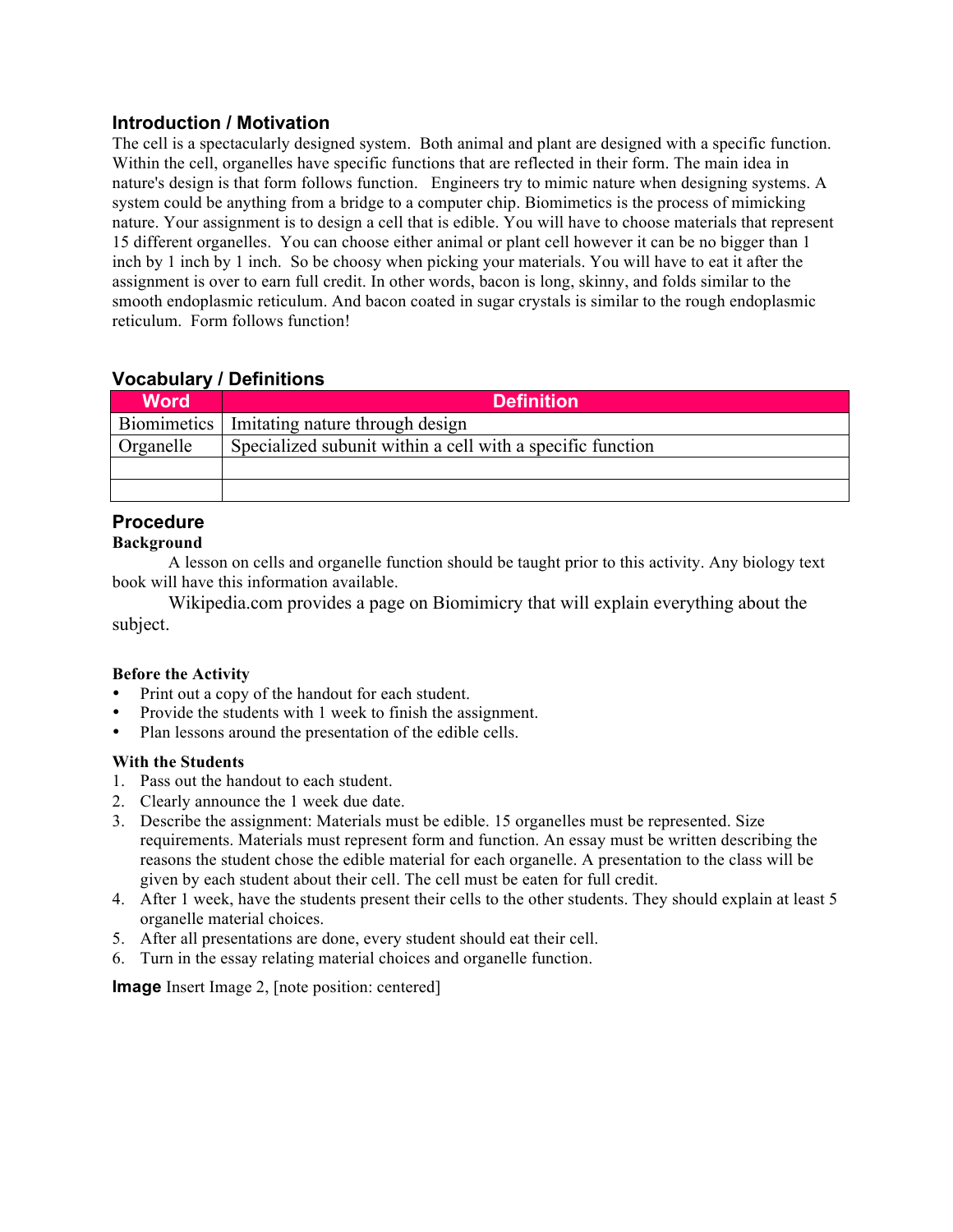## Introduction / Motivation

The cell is a spectacularly designed system. Both animal and plant are designed with a specific function. Within the cell, organelles have specific functions that are reflected in their form. The main idea in nature's design is that form follows function. Engineers try to mimic nature when designing systems. A system could be anything from a bridge to a computer chip. Biomimetics is the process of mimicking nature. Your assignment is to design a cell that is edible. You will have to choose materials that represent 15 different organelles. You can choose either animal or plant cell however it can be no bigger than 1 inch by 1 inch by 1 inch. So be choosy when picking your materials. You will have to eat it after the assignment is over to earn full credit. In other words, bacon is long, skinny, and folds similar to the smooth endoplasmic reticulum. And bacon coated in sugar crystals is similar to the rough endoplasmic reticulum. Form follows function!

## Vocabulary / Definitions

| Word | Definition |
| --- | --- |
| Biomimetics | Imitating nature through design |
| Organelle | Specialized subunit within a cell with a specific function |
| | |
| | |

## Procedure

### Background

A lesson on cells and organelle function should be taught prior to this activity. Any biology text book will have this information available.

Wikipedia.com provides a page on Biomimicry that will explain everything about the subject.

### Before the Activity

- Print out a copy of the handout for each student.
- Provide the students with 1 week to finish the assignment.
- Plan lessons around the presentation of the edible cells.

### With the Students

1. Pass out the handout to each student.
2. Clearly announce the 1 week due date.
3. Describe the assignment: Materials must be edible. 15 organelles must be represented. Size requirements. Materials must represent form and function. An essay must be written describing the reasons the student chose the edible material for each organelle. A presentation to the class will be given by each student about their cell. The cell must be eaten for full credit.
4. After 1 week, have the students present their cells to the other students. They should explain at least 5 organelle material choices.
5. After all presentations are done, every student should eat their cell.
6. Turn in the essay relating material choices and organelle function.

**Image** Insert Image 2, [note position: centered]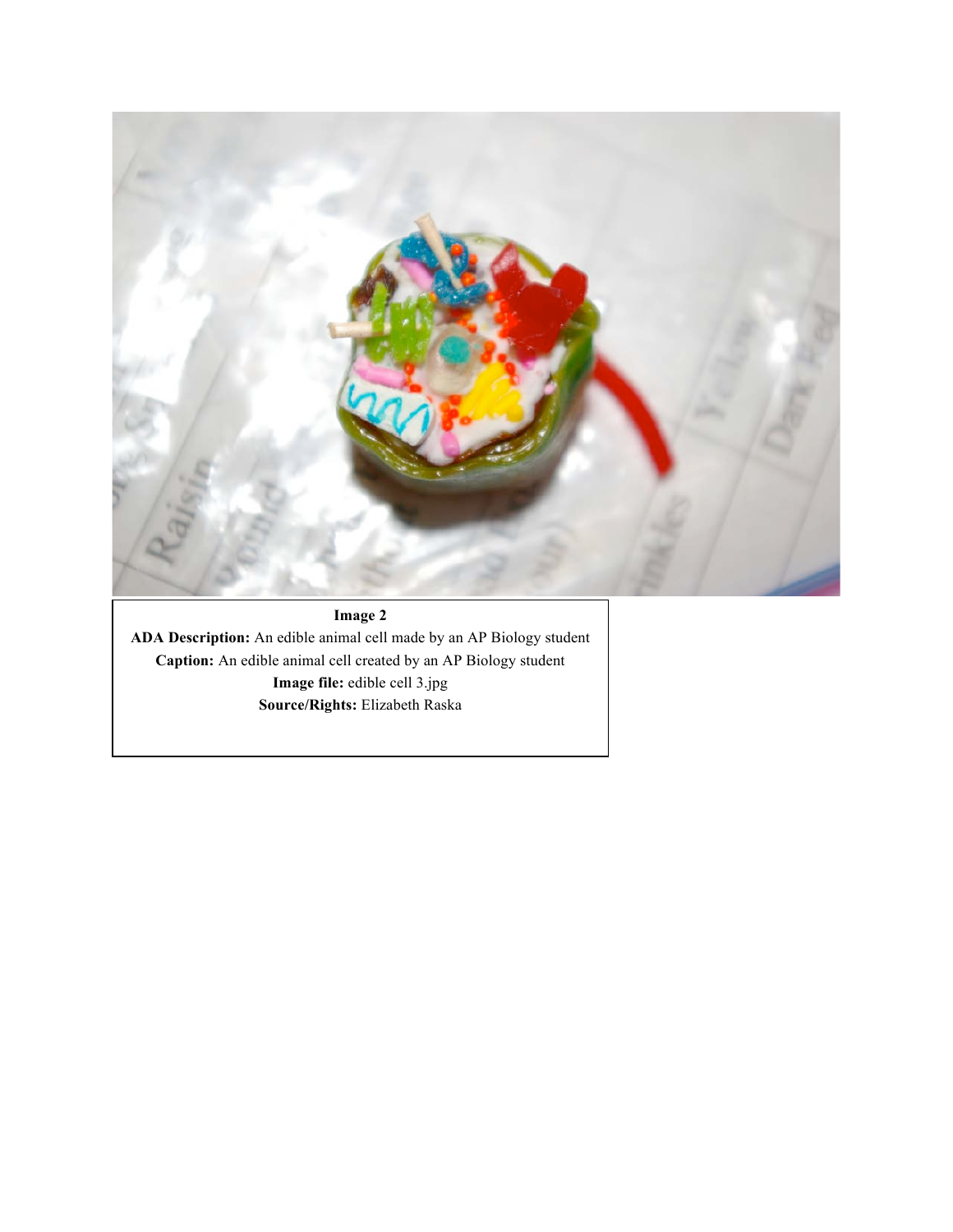**Image 2**

**ADA Description:** An edible animal cell made by an AP Biology student

**Caption:** An edible animal cell created by an AP Biology student

**Image file:** edible cell 3.jpg

**Source/Rights:** Elizabeth Raska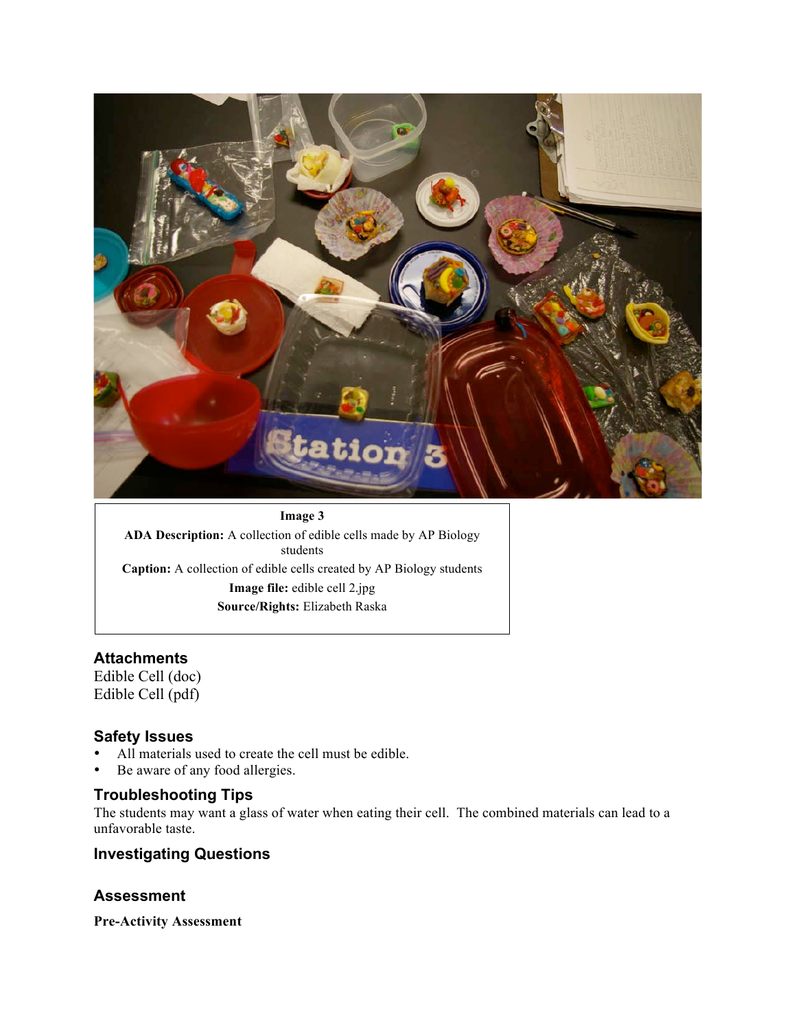**Image 3**

**ADA Description:** A collection of edible cells made by AP Biology students

**Caption:** A collection of edible cells created by AP Biology students

**Image file:** edible cell 2.jpg

**Source/Rights:** Elizabeth Raska

## Attachments

Edible Cell (doc)
Edible Cell (pdf)

## Safety Issues

- All materials used to create the cell must be edible.
- Be aware of any food allergies.

## Troubleshooting Tips

The students may want a glass of water when eating their cell. The combined materials can lead to a unfavorable taste.

## Investigating Questions

## Assessment

**Pre-Activity Assessment**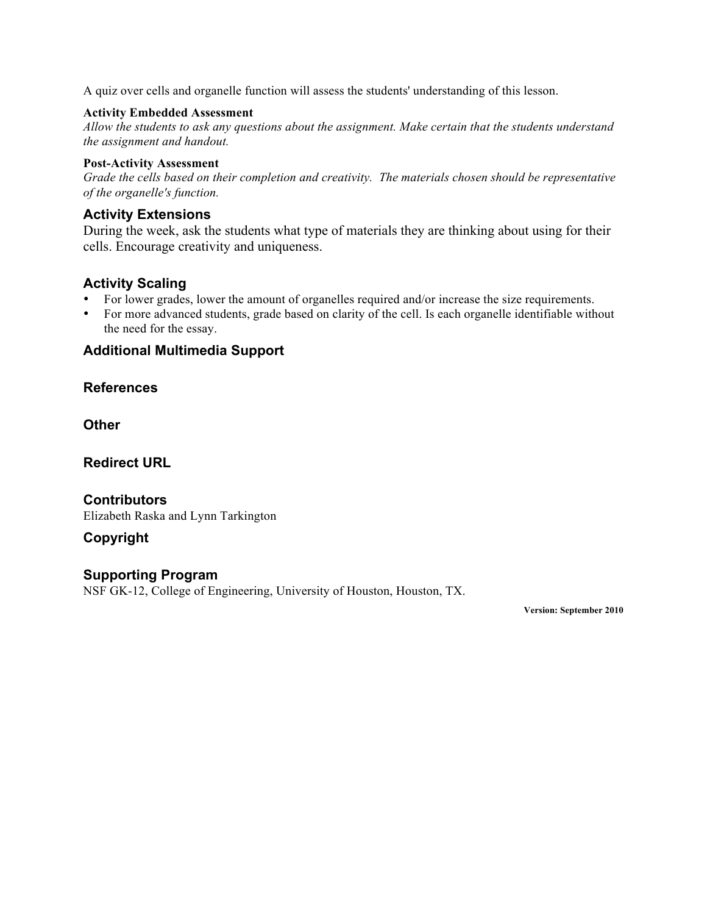A quiz over cells and organelle function will assess the students' understanding of this lesson.

**Activity Embedded Assessment**

*Allow the students to ask any questions about the assignment. Make certain that the students understand the assignment and handout.*

**Post-Activity Assessment**

*Grade the cells based on their completion and creativity. The materials chosen should be representative of the organelle's function.*

## Activity Extensions

During the week, ask the students what type of materials they are thinking about using for their cells. Encourage creativity and uniqueness.

## Activity Scaling

- For lower grades, lower the amount of organelles required and/or increase the size requirements.
- For more advanced students, grade based on clarity of the cell. Is each organelle identifiable without the need for the essay.

## Additional Multimedia Support

## References

## Other

## Redirect URL

## Contributors

Elizabeth Raska and Lynn Tarkington

## Copyright

## Supporting Program

NSF GK-12, College of Engineering, University of Houston, Houston, TX.

**Version: September 2010**